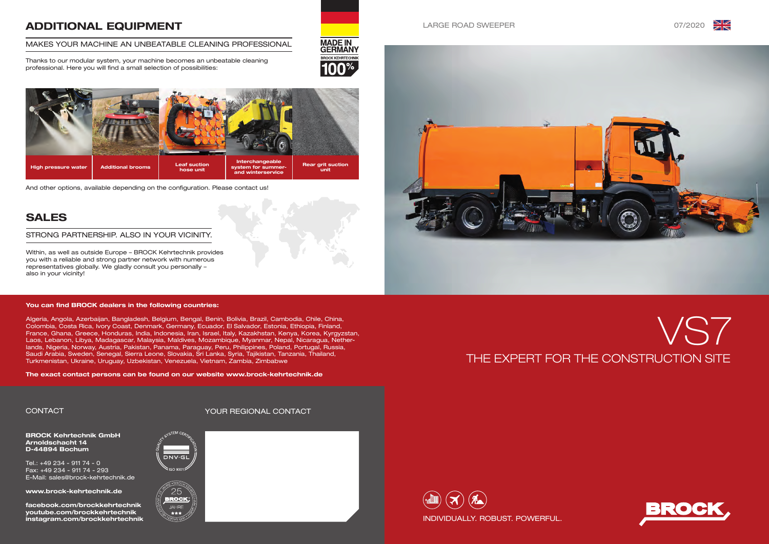## ADDITIONAL EQUIPMENT

MAKES YOUR MACHINE AN UNBEATABLE CLEANING PROFESSIONAL

Thanks to our modular system, your machine becomes an unbeatable cleaning professional. Here you will find a small selection of possibilities:

MADE IN GERMANY
BROCK KEHRTECHNIK 100%

| High pressure water | Additional brooms | Leaf suction hose unit | Interchangeable system for summer- and winterservice | Rear grit suction unit |
|---|---|---|---|---|

And other options, available depending on the configuration. Please contact us!

## SALES

STRONG PARTNERSHIP. ALSO IN YOUR VICINITY.

Within, as well as outside Europe – BROCK Kehrtechnik provides you with a reliable and strong partner network with numerous representatives globally. We gladly consult you personally – also in your vicinity!

**You can find BROCK dealers in the following countries:**

Algeria, Angola, Azerbaijan, Bangladesh, Belgium, Bengal, Benin, Bolivia, Brazil, Cambodia, Chile, China, Colombia, Costa Rica, Ivory Coast, Denmark, Germany, Ecuador, El Salvador, Estonia, Ethiopia, Finland, France, Ghana, Greece, Honduras, India, Indonesia, Iran, Israel, Italy, Kazakhstan, Kenya, Korea, Kyrgyzstan, Laos, Lebanon, Libya, Madagascar, Malaysia, Maldives, Mozambique, Myanmar, Nepal, Nicaragua, Netherlands, Nigeria, Norway, Austria, Pakistan, Panama, Paraguay, Peru, Philippines, Poland, Portugal, Russia, Saudi Arabia, Sweden, Senegal, Sierra Leone, Slovakia, Sri Lanka, Syria, Tajikistan, Tanzania, Thailand, Turkmenistan, Ukraine, Uruguay, Uzbekistan, Venezuela, Vietnam, Zambia, Zimbabwe

**The exact contact persons can be found on our website www.brock-kehrtechnik.de**

CONTACT

**BROCK Kehrtechnik GmbH**
**Arnoldschacht 14**
**D-44894 Bochum**

Tel.: +49 234 - 911 74 - 0
Fax: +49 234 - 911 74 - 293
E-Mail: sales@brock-kehrtechnik.de

**www.brock-kehrtechnik.de**

**facebook.com/brockkehrtechnik**
**youtube.com/brockkehrtechnik**
**instagram.com/brockkehrtechnik**

QUALITY SYSTEM CERTIFICATION DNV·GL ISO 9001

25 JAHRE BROCK

YOUR REGIONAL CONTACT

LARGE ROAD SWEEPER

07/2020

# VS7

THE EXPERT FOR THE CONSTRUCTION SITE

INDIVIDUALLY. ROBUST. POWERFUL.

BROCK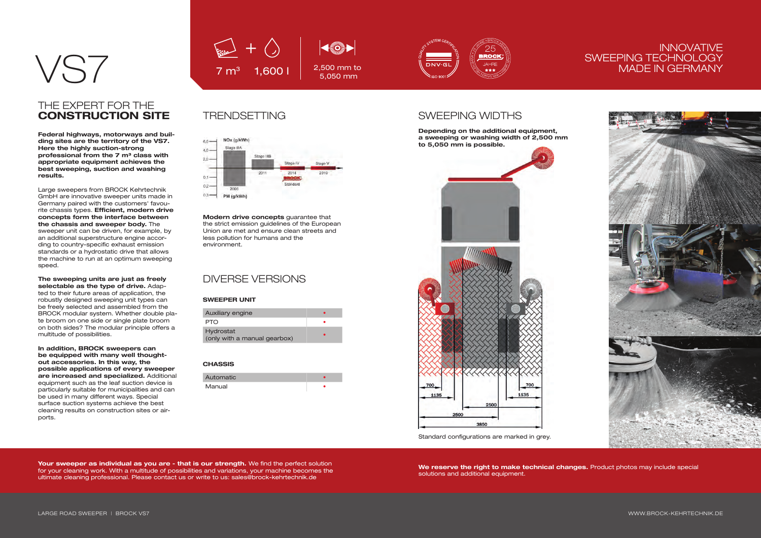# VS7

7 m³ + 1,600 l

2,500 mm to 5,050 mm

INNOVATIVE SWEEPING TECHNOLOGY MADE IN GERMANY

## THE EXPERT FOR THE **CONSTRUCTION SITE**

**Federal highways, motorways and building sites are the territory of the VS7. Here the highly suction-strong professional from the 7 m³ class with appropriate equipment achieves the best sweeping, suction and washing results.**

Large sweepers from BROCK Kehrtechnik GmbH are innovative sweeper units made in Germany paired with the customers' favourite chassis types. **Efficient, modern drive concepts form the interface between the chassis and sweeper body.** The sweeper unit can be driven, for example, by an additional superstructure engine according to country-specific exhaust emission standards or a hydrostatic drive that allows the machine to run at an optimum sweeping speed.

**The sweeping units are just as freely selectable as the type of drive.** Adapted to their future areas of application, the robustly designed sweeping unit types can be freely selected and assembled from the BROCK modular system. Whether double plate broom on one side or single plate broom on both sides? The modular principle offers a multitude of possibilities.

**In addition, BROCK sweepers can be equipped with many well thought-out accessories. In this way, the possible applications of every sweeper are increased and specialized.** Additional equipment such as the leaf suction device is particularly suitable for municipalities and can be used in many different ways. Special surface suction systems achieve the best cleaning results on construction sites or airports.

## TRENDSETTING

NOx (g/kWh)
6,0
4,0
2,0
0,1
0,2
0,3
PM (g/kWh)
Stage IIIA
Stage IIIB
Stage IV
Stage V
2006
2011
2014
2019
BROCK Standard

**Modern drive concepts** guarantee that the strict emission guidelines of the European Union are met and ensure clean streets and less pollution for humans and the environment.

## DIVERSE VERSIONS

### SWEEPER UNIT

| | |
|---|---|
| Auxiliary engine | • |
| PTO | • |
| Hydrostat (only with a manual gearbox) | • |

### CHASSIS

| | |
|---|---|
| Automatic | • |
| Manual | • |

## SWEEPING WIDTHS

**Depending on the additional equipment, a sweeping or washing width of 2,500 mm to 5,050 mm is possible.**

700
700
1135
1135
2500
2500
3850

Standard configurations are marked in grey.

**Your sweeper as individual as you are - that is our strength.** We find the perfect solution for your cleaning work. With a multitude of possibilities and variations, your machine becomes the ultimate cleaning professional. Please contact us or write to us: sales@brock-kehrtechnik.de

**We reserve the right to make technical changes.** Product photos may include special solutions and additional equipment.